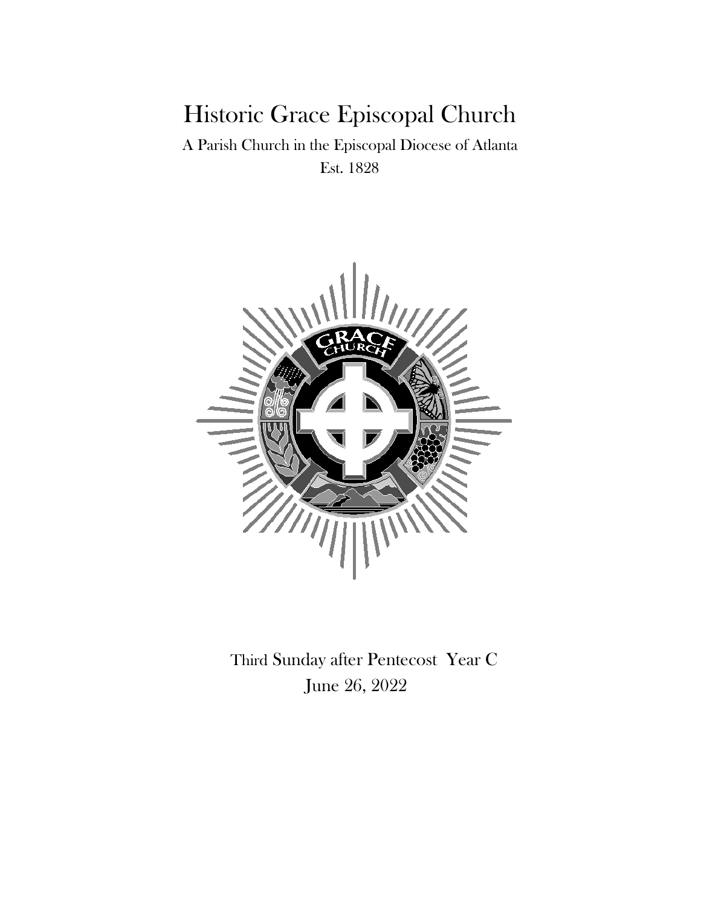# Historic Grace Episcopal Church

A Parish Church in the Episcopal Diocese of Atlanta

Est. 1828

Third Sunday after Pentecost Year C

June 26, 2022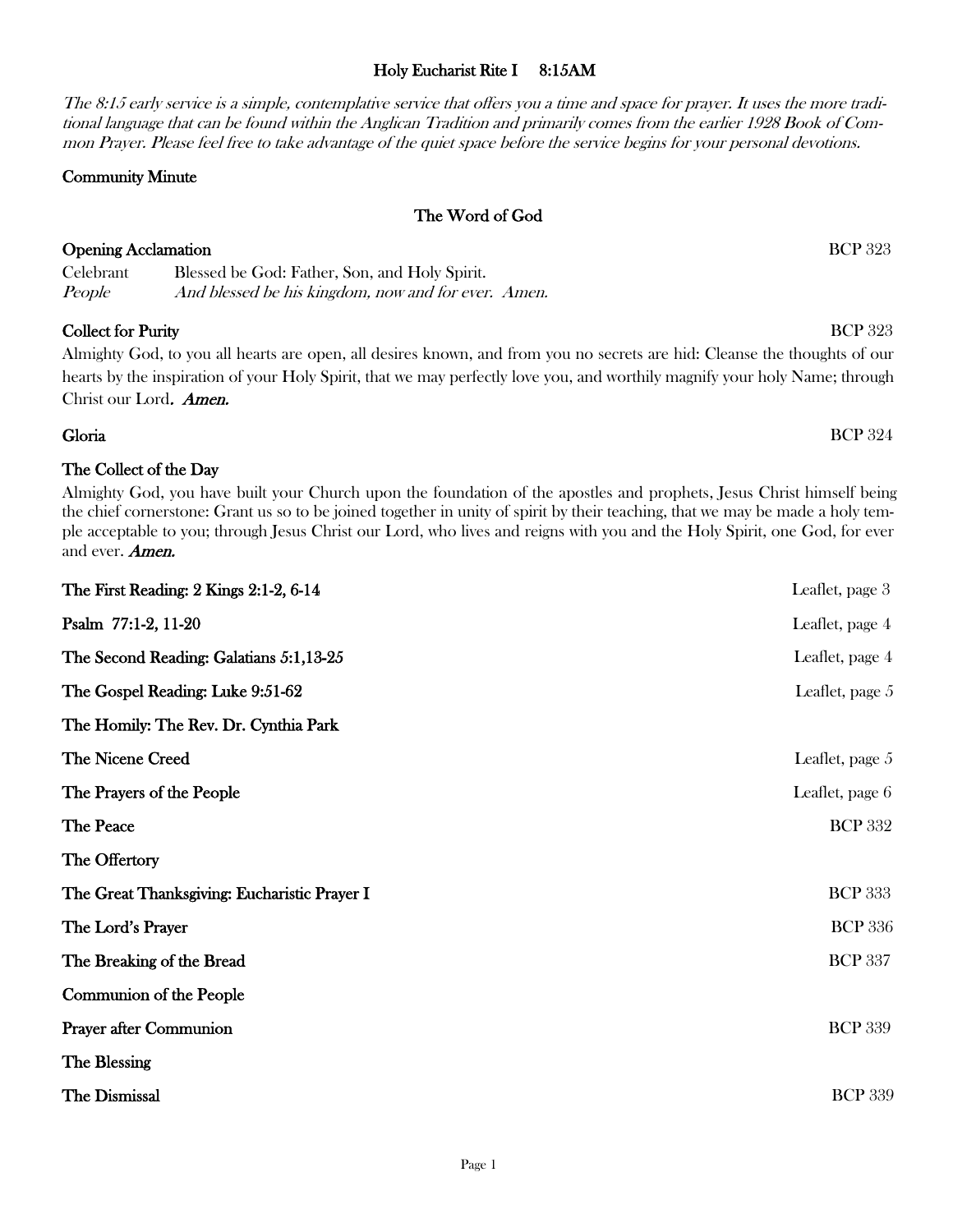## Holy Eucharist Rite I 8:15AM

*The 8:15 early service is a simple, contemplative service that offers you a time and space for prayer. It uses the more traditional language that can be found within the Anglican Tradition and primarily comes from the earlier 1928 Book of Common Prayer. Please feel free to take advantage of the quiet space before the service begins for your personal devotions.*

**Community Minute**

### The Word of God

**Opening Acclamation** BCP 323

Celebrant Blessed be God: Father, Son, and Holy Spirit.
*People And blessed be his kingdom, now and for ever. Amen.*

**Collect for Purity** BCP 323

Almighty God, to you all hearts are open, all desires known, and from you no secrets are hid: Cleanse the thoughts of our hearts by the inspiration of your Holy Spirit, that we may perfectly love you, and worthily magnify your holy Name; through Christ our Lord. ***Amen.***

**Gloria** BCP 324

**The Collect of the Day**

Almighty God, you have built your Church upon the foundation of the apostles and prophets, Jesus Christ himself being the chief cornerstone: Grant us so to be joined together in unity of spirit by their teaching, that we may be made a holy temple acceptable to you; through Jesus Christ our Lord, who lives and reigns with you and the Holy Spirit, one God, for ever and ever. ***Amen.***

**The First Reading: 2 Kings 2:1-2, 6-14** Leaflet, page 3

**Psalm 77:1-2, 11-20** Leaflet, page 4

**The Second Reading: Galatians 5:1,13-25** Leaflet, page 4

**The Gospel Reading: Luke 9:51-62** Leaflet, page 5

**The Homily: The Rev. Dr. Cynthia Park**

**The Nicene Creed** Leaflet, page 5

**The Prayers of the People** Leaflet, page 6

**The Peace** BCP 332

**The Offertory**

**The Great Thanksgiving: Eucharistic Prayer I** BCP 333

**The Lord's Prayer** BCP 336

**The Breaking of the Bread** BCP 337

**Communion of the People**

**Prayer after Communion** BCP 339

**The Blessing**

**The Dismissal** BCP 339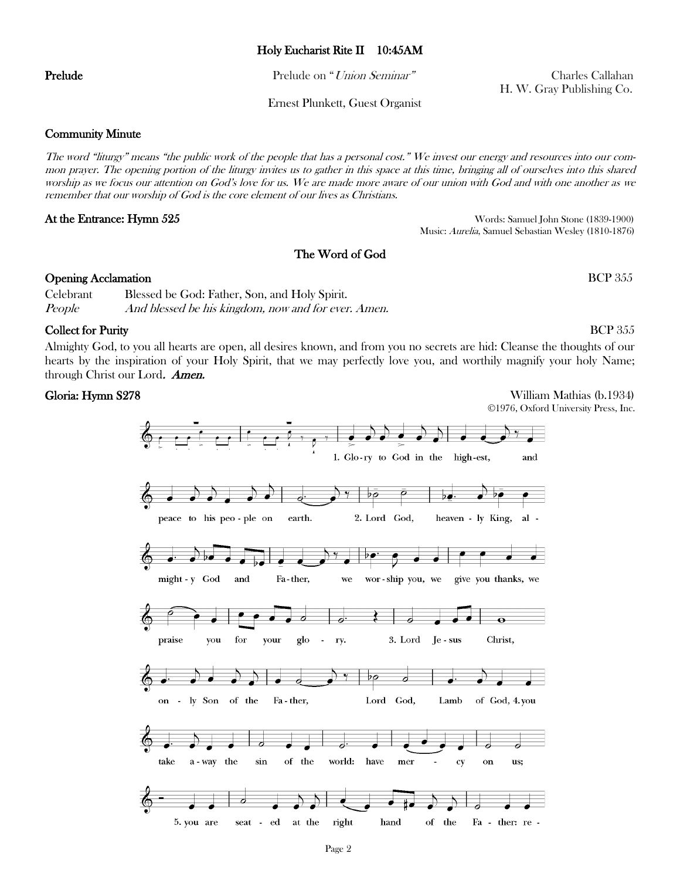## Holy Eucharist Rite II 10:45AM

**Prelude** — Prelude on "*Union Seminar*" — Charles Callahan, H. W. Gray Publishing Co.

Ernest Plunkett, Guest Organist

**Community Minute**

*The word "liturgy" means "the public work of the people that has a personal cost." We invest our energy and resources into our common prayer. The opening portion of the liturgy invites us to gather in this space at this time, bringing all of ourselves into this shared worship as we focus our attention on God's love for us. We are made more aware of our union with God and with one another as we remember that our worship of God is the core element of our lives as Christians.*

**At the Entrance: Hymn 525** — Words: Samuel John Stone (1839-1900); Music: *Aurelia*, Samuel Sebastian Wesley (1810-1876)

## The Word of God

**Opening Acclamation** — BCP 355

Celebrant: Blessed be God: Father, Son, and Holy Spirit.

*People: And blessed be his kingdom, now and for ever. Amen.*

**Collect for Purity** — BCP 355

Almighty God, to you all hearts are open, all desires known, and from you no secrets are hid: Cleanse the thoughts of our hearts by the inspiration of your Holy Spirit, that we may perfectly love you, and worthily magnify your holy Name; through Christ our Lord. ***Amen.***

**Gloria: Hymn S278** — William Mathias (b.1934), ©1976, Oxford University Press, Inc.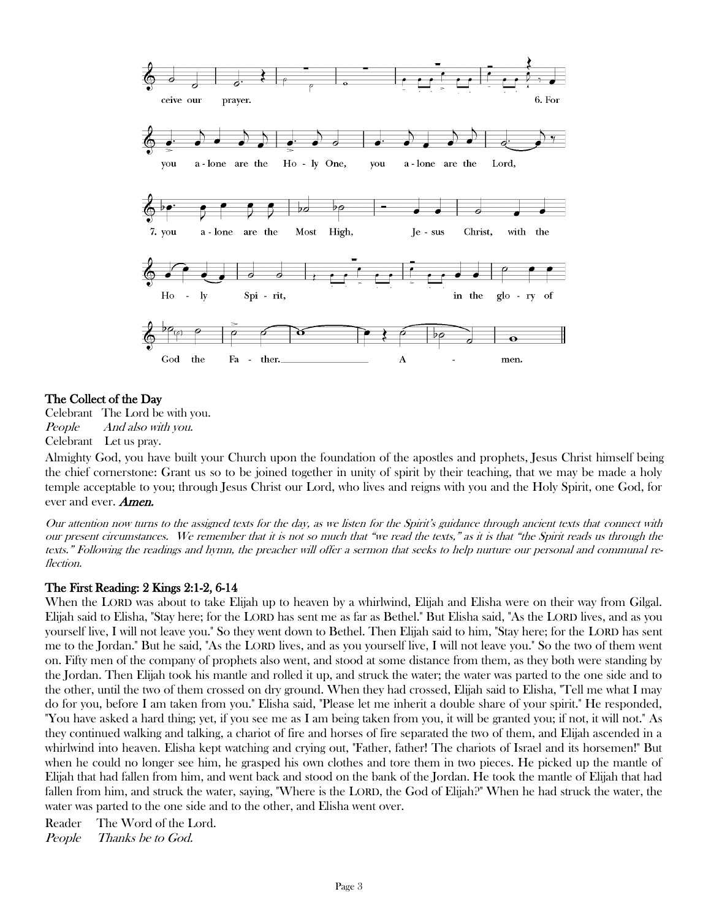ceive our prayer.

6. For you alone are the Holy One, you alone are the Lord,

7. you alone are the Most High, Jesus Christ, with the Holy Spirit, in the glory of God the Father. Amen.

### The Collect of the Day

Celebrant The Lord be with you.
*People And also with you.*
Celebrant Let us pray.

Almighty God, you have built your Church upon the foundation of the apostles and prophets, Jesus Christ himself being the chief cornerstone: Grant us so to be joined together in unity of spirit by their teaching, that we may be made a holy temple acceptable to you; through Jesus Christ our Lord, who lives and reigns with you and the Holy Spirit, one God, for ever and ever. ***Amen.***

*Our attention now turns to the assigned texts for the day, as we listen for the Spirit's guidance through ancient texts that connect with our present circumstances. We remember that it is not so much that "we read the texts," as it is that "the Spirit reads us through the texts." Following the readings and hymn, the preacher will offer a sermon that seeks to help nurture our personal and communal reflection.*

### The First Reading: 2 Kings 2:1-2, 6-14

When the LORD was about to take Elijah up to heaven by a whirlwind, Elijah and Elisha were on their way from Gilgal. Elijah said to Elisha, "Stay here; for the LORD has sent me as far as Bethel." But Elisha said, "As the LORD lives, and as you yourself live, I will not leave you." So they went down to Bethel. Then Elijah said to him, "Stay here; for the LORD has sent me to the Jordan." But he said, "As the LORD lives, and as you yourself live, I will not leave you." So the two of them went on. Fifty men of the company of prophets also went, and stood at some distance from them, as they both were standing by the Jordan. Then Elijah took his mantle and rolled it up, and struck the water; the water was parted to the one side and to the other, until the two of them crossed on dry ground. When they had crossed, Elijah said to Elisha, "Tell me what I may do for you, before I am taken from you." Elisha said, "Please let me inherit a double share of your spirit." He responded, "You have asked a hard thing; yet, if you see me as I am being taken from you, it will be granted you; if not, it will not." As they continued walking and talking, a chariot of fire and horses of fire separated the two of them, and Elijah ascended in a whirlwind into heaven. Elisha kept watching and crying out, "Father, father! The chariots of Israel and its horsemen!" But when he could no longer see him, he grasped his own clothes and tore them in two pieces. He picked up the mantle of Elijah that had fallen from him, and went back and stood on the bank of the Jordan. He took the mantle of Elijah that had fallen from him, and struck the water, saying, "Where is the LORD, the God of Elijah?" When he had struck the water, the water was parted to the one side and to the other, and Elisha went over.

Reader The Word of the Lord.
*People Thanks be to God.*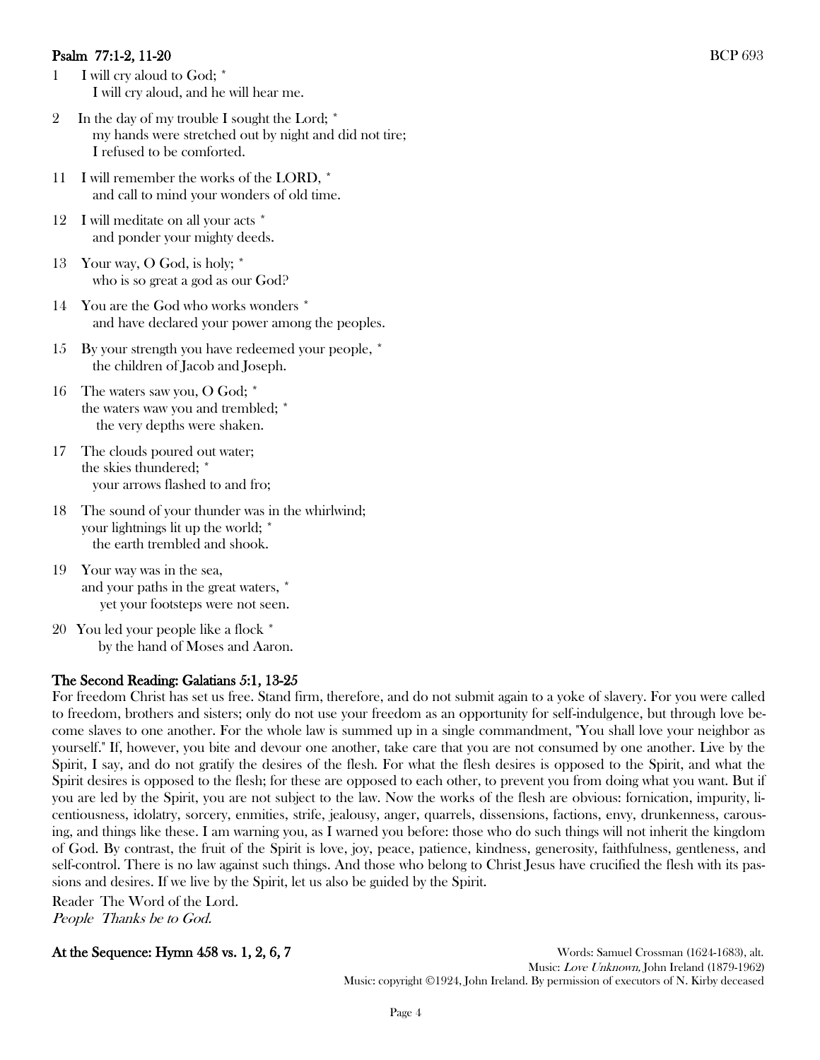**Psalm 77:1-2, 11-20** BCP 693

1 I will cry aloud to God; *
  I will cry aloud, and he will hear me.

2 In the day of my trouble I sought the Lord; *
  my hands were stretched out by night and did not tire;
  I refused to be comforted.

11 I will remember the works of the LORD, *
  and call to mind your wonders of old time.

12 I will meditate on all your acts *
  and ponder your mighty deeds.

13 Your way, O God, is holy; *
  who is so great a god as our God?

14 You are the God who works wonders *
  and have declared your power among the peoples.

15 By your strength you have redeemed your people, *
  the children of Jacob and Joseph.

16 The waters saw you, O God; *
  the waters waw you and trembled; *
  the very depths were shaken.

17 The clouds poured out water;
  the skies thundered; *
  your arrows flashed to and fro;

18 The sound of your thunder was in the whirlwind;
  your lightnings lit up the world; *
  the earth trembled and shook.

19 Your way was in the sea,
  and your paths in the great waters, *
  yet your footsteps were not seen.

20 You led your people like a flock *
  by the hand of Moses and Aaron.

**The Second Reading: Galatians 5:1, 13-25**

For freedom Christ has set us free. Stand firm, therefore, and do not submit again to a yoke of slavery. For you were called to freedom, brothers and sisters; only do not use your freedom as an opportunity for self-indulgence, but through love become slaves to one another. For the whole law is summed up in a single commandment, "You shall love your neighbor as yourself." If, however, you bite and devour one another, take care that you are not consumed by one another. Live by the Spirit, I say, and do not gratify the desires of the flesh. For what the flesh desires is opposed to the Spirit, and what the Spirit desires is opposed to the flesh; for these are opposed to each other, to prevent you from doing what you want. But if you are led by the Spirit, you are not subject to the law. Now the works of the flesh are obvious: fornication, impurity, licentiousness, idolatry, sorcery, enmities, strife, jealousy, anger, quarrels, dissensions, factions, envy, drunkenness, carousing, and things like these. I am warning you, as I warned you before: those who do such things will not inherit the kingdom of God. By contrast, the fruit of the Spirit is love, joy, peace, patience, kindness, generosity, faithfulness, gentleness, and self-control. There is no law against such things. And those who belong to Christ Jesus have crucified the flesh with its passions and desires. If we live by the Spirit, let us also be guided by the Spirit.

Reader The Word of the Lord.
*People Thanks be to God.*

**At the Sequence: Hymn 458 vs. 1, 2, 6, 7**

Words: Samuel Crossman (1624-1683), alt.
Music: *Love Unknown,* John Ireland (1879-1962)
Music: copyright ©1924, John Ireland. By permission of executors of N. Kirby deceased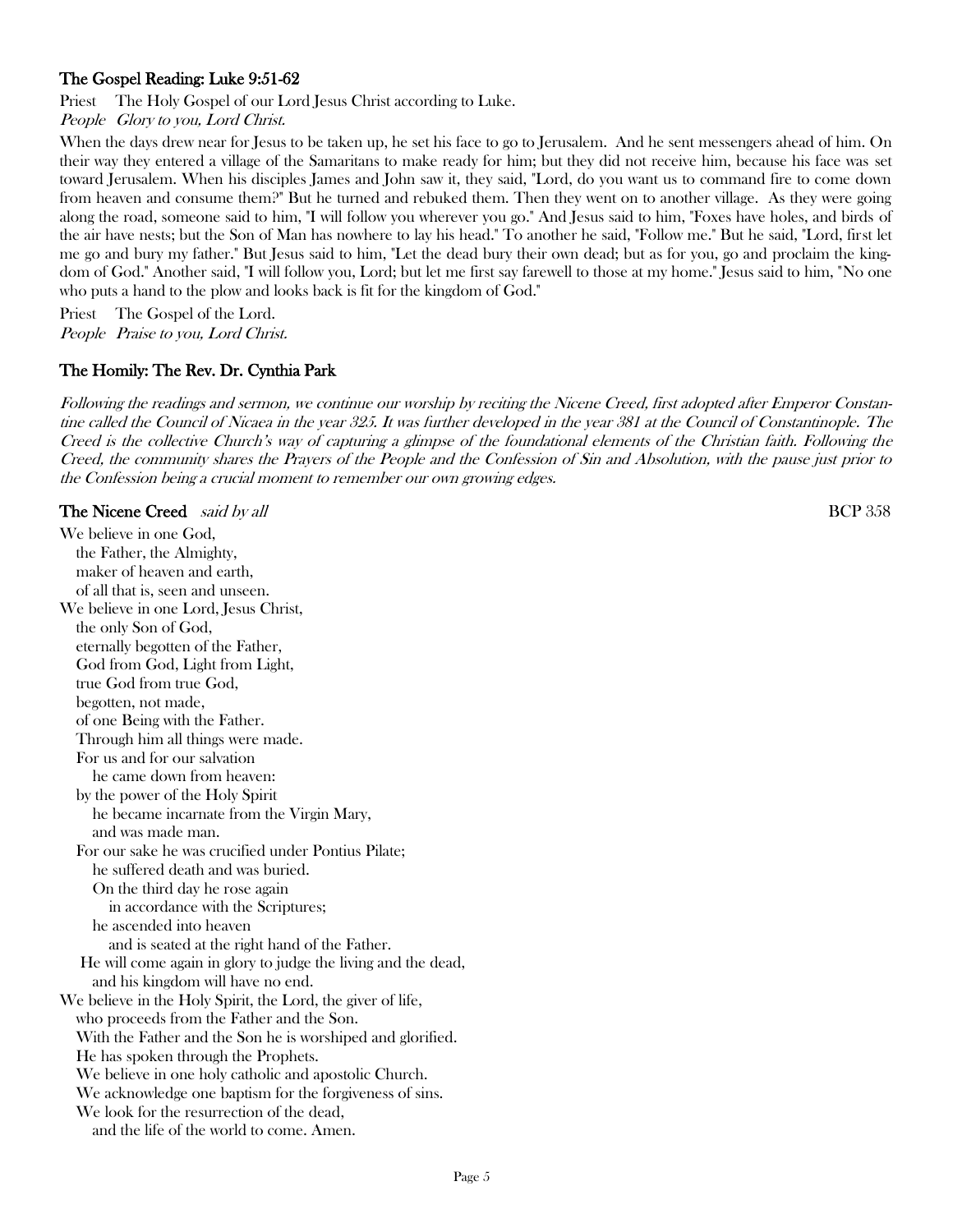### The Gospel Reading: Luke 9:51-62

Priest The Holy Gospel of our Lord Jesus Christ according to Luke.
*People Glory to you, Lord Christ.*

When the days drew near for Jesus to be taken up, he set his face to go to Jerusalem. And he sent messengers ahead of him. On their way they entered a village of the Samaritans to make ready for him; but they did not receive him, because his face was set toward Jerusalem. When his disciples James and John saw it, they said, "Lord, do you want us to command fire to come down from heaven and consume them?" But he turned and rebuked them. Then they went on to another village. As they were going along the road, someone said to him, "I will follow you wherever you go." And Jesus said to him, "Foxes have holes, and birds of the air have nests; but the Son of Man has nowhere to lay his head." To another he said, "Follow me." But he said, "Lord, first let me go and bury my father." But Jesus said to him, "Let the dead bury their own dead; but as for you, go and proclaim the kingdom of God." Another said, "I will follow you, Lord; but let me first say farewell to those at my home." Jesus said to him, "No one who puts a hand to the plow and looks back is fit for the kingdom of God."

Priest The Gospel of the Lord.
*People Praise to you, Lord Christ.*

### The Homily: The Rev. Dr. Cynthia Park

*Following the readings and sermon, we continue our worship by reciting the Nicene Creed, first adopted after Emperor Constantine called the Council of Nicaea in the year 325. It was further developed in the year 381 at the Council of Constantinople. The Creed is the collective Church's way of capturing a glimpse of the foundational elements of the Christian faith. Following the Creed, the community shares the Prayers of the People and the Confession of Sin and Absolution, with the pause just prior to the Confession being a crucial moment to remember our own growing edges.*

**The Nicene Creed** *said by all* BCP 358

We believe in one God,
the Father, the Almighty,
maker of heaven and earth,
of all that is, seen and unseen.
We believe in one Lord, Jesus Christ,
the only Son of God,
eternally begotten of the Father,
God from God, Light from Light,
true God from true God,
begotten, not made,
of one Being with the Father.
Through him all things were made.
For us and for our salvation
he came down from heaven:
by the power of the Holy Spirit
he became incarnate from the Virgin Mary,
and was made man.
For our sake he was crucified under Pontius Pilate;
he suffered death and was buried.
On the third day he rose again
in accordance with the Scriptures;
he ascended into heaven
and is seated at the right hand of the Father.
He will come again in glory to judge the living and the dead,
and his kingdom will have no end.
We believe in the Holy Spirit, the Lord, the giver of life,
who proceeds from the Father and the Son.
With the Father and the Son he is worshiped and glorified.
He has spoken through the Prophets.
We believe in one holy catholic and apostolic Church.
We acknowledge one baptism for the forgiveness of sins.
We look for the resurrection of the dead,
and the life of the world to come. Amen.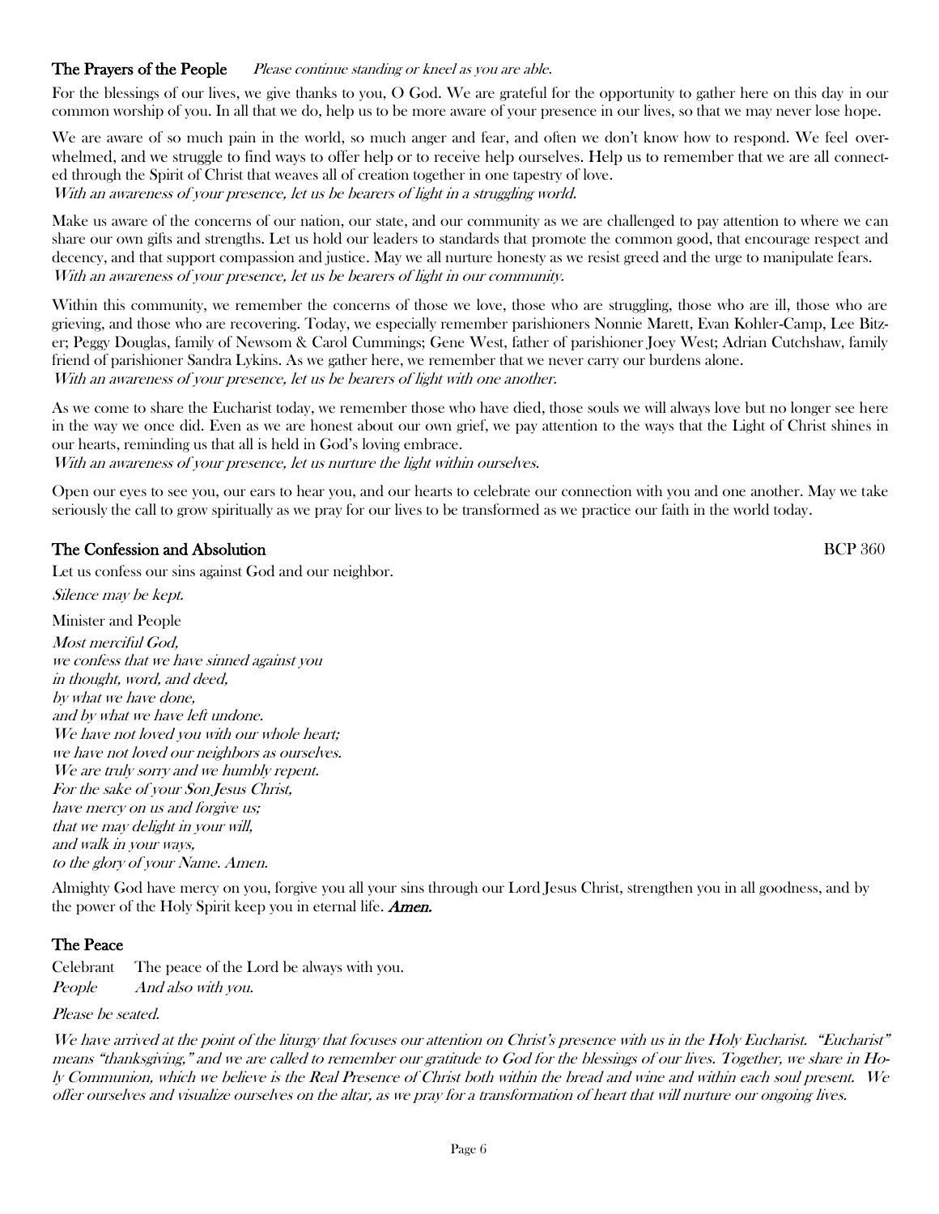## The Prayers of the People *Please continue standing or kneel as you are able.*

For the blessings of our lives, we give thanks to you, O God. We are grateful for the opportunity to gather here on this day in our common worship of you. In all that we do, help us to be more aware of your presence in our lives, so that we may never lose hope.

We are aware of so much pain in the world, so much anger and fear, and often we don't know how to respond. We feel overwhelmed, and we struggle to find ways to offer help or to receive help ourselves. Help us to remember that we are all connected through the Spirit of Christ that weaves all of creation together in one tapestry of love.
*With an awareness of your presence, let us be bearers of light in a struggling world.*

Make us aware of the concerns of our nation, our state, and our community as we are challenged to pay attention to where we can share our own gifts and strengths. Let us hold our leaders to standards that promote the common good, that encourage respect and decency, and that support compassion and justice. May we all nurture honesty as we resist greed and the urge to manipulate fears.
*With an awareness of your presence, let us be bearers of light in our community.*

Within this community, we remember the concerns of those we love, those who are struggling, those who are ill, those who are grieving, and those who are recovering. Today, we especially remember parishioners Nonnie Marett, Evan Kohler-Camp, Lee Bitzer; Peggy Douglas, family of Newsom & Carol Cummings; Gene West, father of parishioner Joey West; Adrian Cutchshaw, family friend of parishioner Sandra Lykins. As we gather here, we remember that we never carry our burdens alone.
*With an awareness of your presence, let us be bearers of light with one another.*

As we come to share the Eucharist today, we remember those who have died, those souls we will always love but no longer see here in the way we once did. Even as we are honest about our own grief, we pay attention to the ways that the Light of Christ shines in our hearts, reminding us that all is held in God's loving embrace.
*With an awareness of your presence, let us nurture the light within ourselves.*

Open our eyes to see you, our ears to hear you, and our hearts to celebrate our connection with you and one another. May we take seriously the call to grow spiritually as we pray for our lives to be transformed as we practice our faith in the world today.

## The Confession and Absolution BCP 360

Let us confess our sins against God and our neighbor.

*Silence may be kept.*

Minister and People

*Most merciful God,*
*we confess that we have sinned against you*
*in thought, word, and deed,*
*by what we have done,*
*and by what we have left undone.*
*We have not loved you with our whole heart;*
*we have not loved our neighbors as ourselves.*
*We are truly sorry and we humbly repent.*
*For the sake of your Son Jesus Christ,*
*have mercy on us and forgive us;*
*that we may delight in your will,*
*and walk in your ways,*
*to the glory of your Name. Amen.*

Almighty God have mercy on you, forgive you all your sins through our Lord Jesus Christ, strengthen you in all goodness, and by the power of the Holy Spirit keep you in eternal life. ***Amen.***

## The Peace

Celebrant The peace of the Lord be always with you.
*People And also with you.*

*Please be seated.*

*We have arrived at the point of the liturgy that focuses our attention on Christ's presence with us in the Holy Eucharist. "Eucharist" means "thanksgiving," and we are called to remember our gratitude to God for the blessings of our lives. Together, we share in Holy Communion, which we believe is the Real Presence of Christ both within the bread and wine and within each soul present. We offer ourselves and visualize ourselves on the altar, as we pray for a transformation of heart that will nurture our ongoing lives.*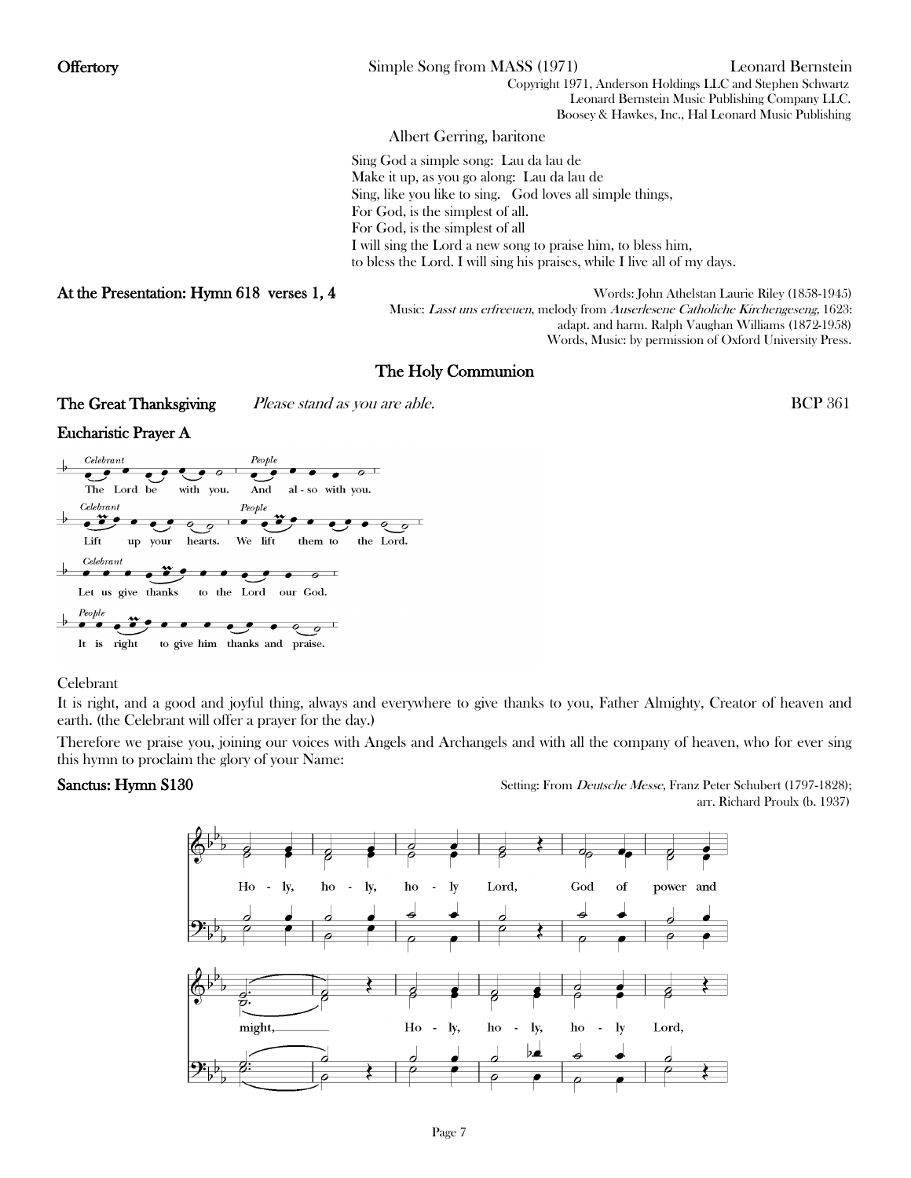**Offertory** Simple Song from MASS (1971) Leonard Bernstein

Copyright 1971, Anderson Holdings LLC and Stephen Schwartz
Leonard Bernstein Music Publishing Company LLC.
Boosey & Hawkes, Inc., Hal Leonard Music Publishing

Albert Gerring, baritone

Sing God a simple song: Lau da lau de
Make it up, as you go along: Lau da lau de
Sing, like you like to sing. God loves all simple things,
For God, is the simplest of all.
For God, is the simplest of all
I will sing the Lord a new song to praise him, to bless him,
to bless the Lord. I will sing his praises, while I live all of my days.

**At the Presentation: Hymn 618 verses 1, 4**

Words: John Athelstan Laurie Riley (1858-1945)
Music: *Lasst uns erfreuen*, melody from *Auserlesene Catholiche Kirchengeseng,* 1623:
adapt. and harm. Ralph Vaughan Williams (1872-1958)
Words, Music: by permission of Oxford University Press.

## The Holy Communion

**The Great Thanksgiving** *Please stand as you are able.* BCP 361

**Eucharistic Prayer A**

*Celebrant* The Lord be with you. *People* And also with you.
*Celebrant* Lift up your hearts. *People* We lift them to the Lord.
*Celebrant* Let us give thanks to the Lord our God.
*People* It is right to give him thanks and praise.

Celebrant

It is right, and a good and joyful thing, always and everywhere to give thanks to you, Father Almighty, Creator of heaven and earth. (the Celebrant will offer a prayer for the day.)

Therefore we praise you, joining our voices with Angels and Archangels and with all the company of heaven, who for ever sing this hymn to proclaim the glory of your Name:

**Sanctus: Hymn S130**

Setting: From *Deutsche Messe*, Franz Peter Schubert (1797-1828);
arr. Richard Proulx (b. 1937)

Holy, holy, holy Lord, God of power and might,
Holy, holy, holy Lord,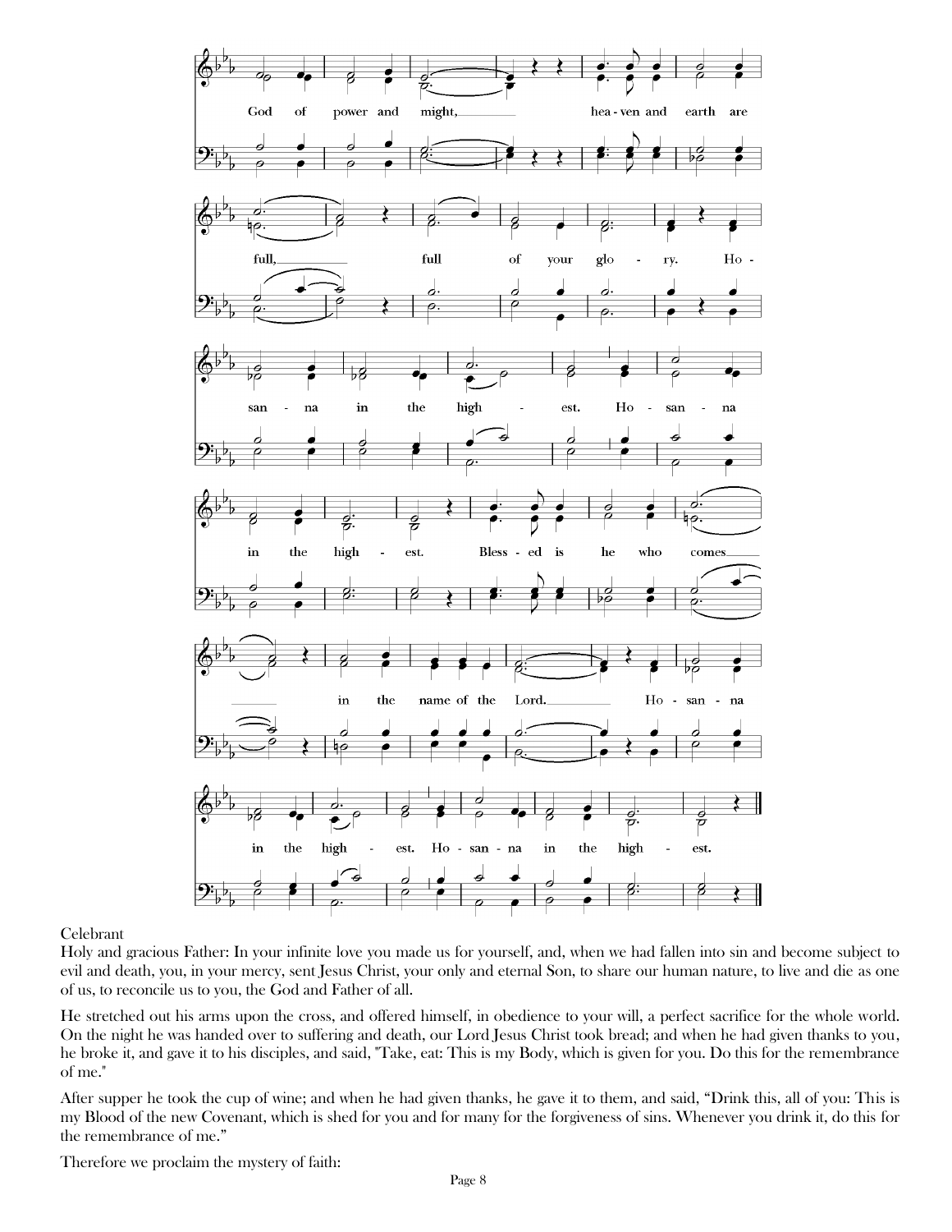God of power and might, heaven and earth are full, full of your glory. Hosanna in the highest. Hosanna in the highest. Blessed is he who comes in the name of the Lord. Hosanna in the highest. Hosanna in the highest.

Celebrant

Holy and gracious Father: In your infinite love you made us for yourself, and, when we had fallen into sin and become subject to evil and death, you, in your mercy, sent Jesus Christ, your only and eternal Son, to share our human nature, to live and die as one of us, to reconcile us to you, the God and Father of all.

He stretched out his arms upon the cross, and offered himself, in obedience to your will, a perfect sacrifice for the whole world. On the night he was handed over to suffering and death, our Lord Jesus Christ took bread; and when he had given thanks to you, he broke it, and gave it to his disciples, and said, "Take, eat: This is my Body, which is given for you. Do this for the remembrance of me."

After supper he took the cup of wine; and when he had given thanks, he gave it to them, and said, “Drink this, all of you: This is my Blood of the new Covenant, which is shed for you and for many for the forgiveness of sins. Whenever you drink it, do this for the remembrance of me.”

Therefore we proclaim the mystery of faith: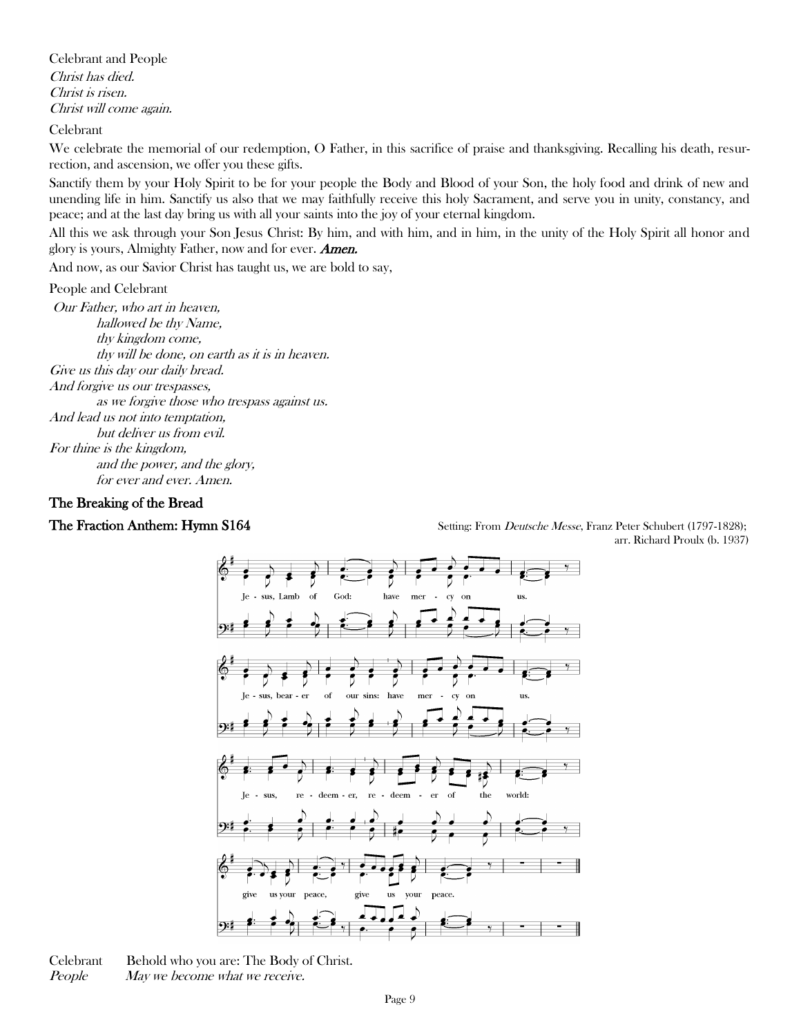Celebrant and People

*Christ has died.*
*Christ is risen.*
*Christ will come again.*

Celebrant

We celebrate the memorial of our redemption, O Father, in this sacrifice of praise and thanksgiving. Recalling his death, resurrection, and ascension, we offer you these gifts.

Sanctify them by your Holy Spirit to be for your people the Body and Blood of your Son, the holy food and drink of new and unending life in him. Sanctify us also that we may faithfully receive this holy Sacrament, and serve you in unity, constancy, and peace; and at the last day bring us with all your saints into the joy of your eternal kingdom.

All this we ask through your Son Jesus Christ: By him, and with him, and in him, in the unity of the Holy Spirit all honor and glory is yours, Almighty Father, now and for ever. ***Amen.***

And now, as our Savior Christ has taught us, we are bold to say,

People and Celebrant

*Our Father, who art in heaven,*
*hallowed be thy Name,*
*thy kingdom come,*
*thy will be done, on earth as it is in heaven.*
*Give us this day our daily bread.*
*And forgive us our trespasses,*
*as we forgive those who trespass against us.*
*And lead us not into temptation,*
*but deliver us from evil.*
*For thine is the kingdom,*
*and the power, and the glory,*
*for ever and ever. Amen.*

## The Breaking of the Bread

## The Fraction Anthem: Hymn S164

Setting: From *Deutsche Messe*, Franz Peter Schubert (1797-1828); arr. Richard Proulx (b. 1937)

Je - sus, Lamb of God: have mer - cy on us.
Je - sus, bear - er of our sins: have mer - cy on us.
Je - sus, re - deem - er, re - deem - er of the world:
give us your peace, give us your peace.

Celebrant Behold who you are: The Body of Christ.
*People* *May we become what we receive.*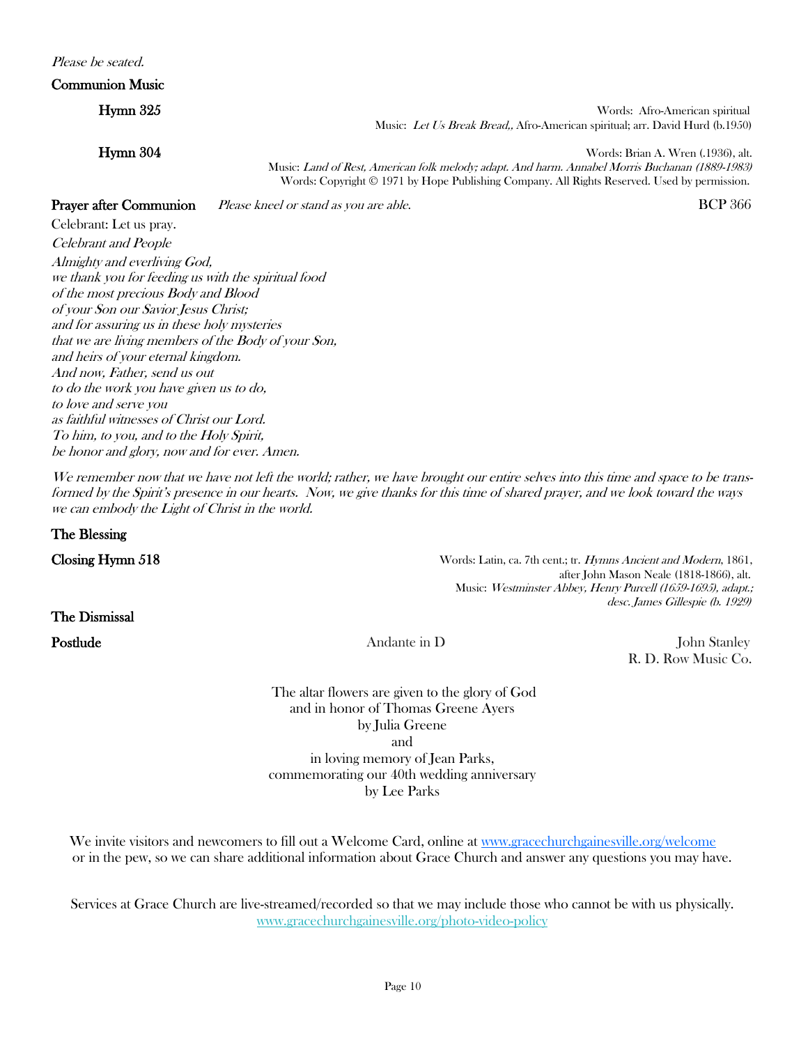*Please be seated.*

**Communion Music**

**Hymn 325**

Words: Afro-American spiritual
Music: *Let Us Break Bread,,* Afro-American spiritual; arr. David Hurd (b.1950)

**Hymn 304**

Words: Brian A. Wren (.1936), alt.
Music: *Land of Rest, American folk melody; adapt. And harm. Annabel Morris Buchanan (1889-1983)*
Words: Copyright © 1971 by Hope Publishing Company. All Rights Reserved. Used by permission.

**Prayer after Communion** *Please kneel or stand as you are able.* BCP 366

Celebrant: Let us pray.

*Celebrant and People*

*Almighty and everliving God,*
*we thank you for feeding us with the spiritual food*
*of the most precious Body and Blood*
*of your Son our Savior Jesus Christ;*
*and for assuring us in these holy mysteries*
*that we are living members of the Body of your Son,*
*and heirs of your eternal kingdom.*
*And now, Father, send us out*
*to do the work you have given us to do,*
*to love and serve you*
*as faithful witnesses of Christ our Lord.*
*To him, to you, and to the Holy Spirit,*
*be honor and glory, now and for ever. Amen.*

*We remember now that we have not left the world; rather, we have brought our entire selves into this time and space to be transformed by the Spirit's presence in our hearts. Now, we give thanks for this time of shared prayer, and we look toward the ways we can embody the Light of Christ in the world.*

**The Blessing**

**Closing Hymn 518**

Words: Latin, ca. 7th cent.; tr. *Hymns Ancient and Modern*, 1861, after John Mason Neale (1818-1866), alt.
Music: *Westminster Abbey, Henry Purcell (1659-1695), adapt.; desc. James Gillespie (b. 1929)*

**The Dismissal**

**Postlude** Andante in D John Stanley
R. D. Row Music Co.

The altar flowers are given to the glory of God
and in honor of Thomas Greene Ayers
by Julia Greene
and
in loving memory of Jean Parks,
commemorating our 40th wedding anniversary
by Lee Parks

We invite visitors and newcomers to fill out a Welcome Card, online at www.gracechurchgainesville.org/welcome or in the pew, so we can share additional information about Grace Church and answer any questions you may have.

Services at Grace Church are live-streamed/recorded so that we may include those who cannot be with us physically.
www.gracechurchgainesville.org/photo-video-policy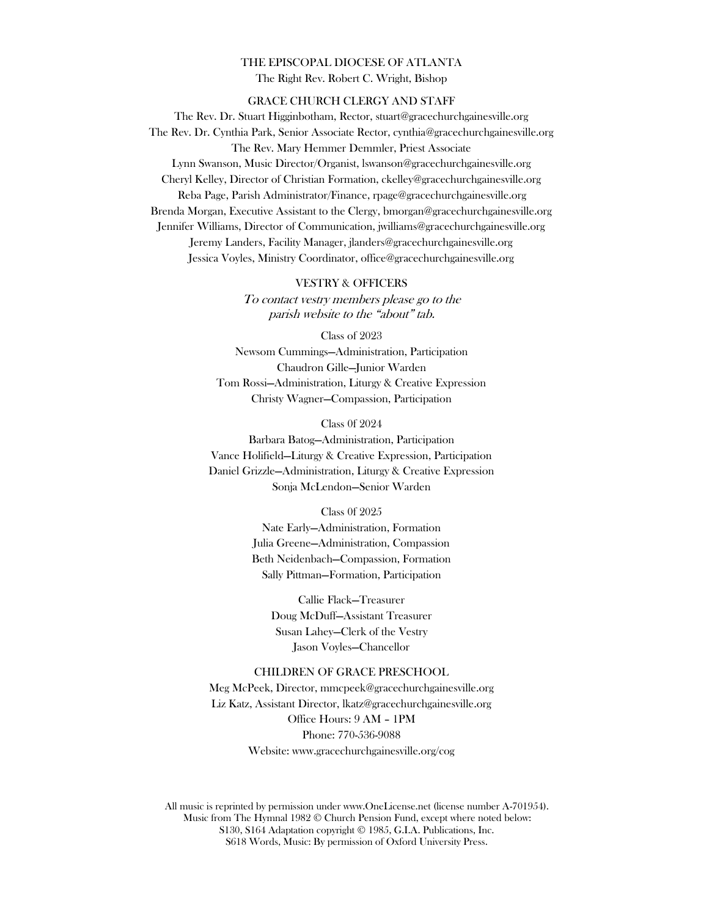THE EPISCOPAL DIOCESE OF ATLANTA

The Right Rev. Robert C. Wright, Bishop

GRACE CHURCH CLERGY AND STAFF

The Rev. Dr. Stuart Higginbotham, Rector, stuart@gracechurchgainesville.org
The Rev. Dr. Cynthia Park, Senior Associate Rector, cynthia@gracechurchgainesville.org
The Rev. Mary Hemmer Demmler, Priest Associate
Lynn Swanson, Music Director/Organist, lswanson@gracechurchgainesville.org
Cheryl Kelley, Director of Christian Formation, ckelley@gracechurchgainesville.org
Reba Page, Parish Administrator/Finance, rpage@gracechurchgainesville.org
Brenda Morgan, Executive Assistant to the Clergy, bmorgan@gracechurchgainesville.org
Jennifer Williams, Director of Communication, jwilliams@gracechurchgainesville.org
Jeremy Landers, Facility Manager, jlanders@gracechurchgainesville.org
Jessica Voyles, Ministry Coordinator, office@gracechurchgainesville.org

VESTRY & OFFICERS

*To contact vestry members please go to the parish website to the "about" tab.*

Class of 2023

Newsom Cummings—Administration, Participation
Chaudron Gille—Junior Warden
Tom Rossi—Administration, Liturgy & Creative Expression
Christy Wagner—Compassion, Participation

Class 0f 2024

Barbara Batog—Administration, Participation
Vance Holifield—Liturgy & Creative Expression, Participation
Daniel Grizzle—Administration, Liturgy & Creative Expression
Sonja McLendon—Senior Warden

Class 0f 2025

Nate Early—Administration, Formation
Julia Greene—Administration, Compassion
Beth Neidenbach—Compassion, Formation
Sally Pittman—Formation, Participation

Callie Flack—Treasurer
Doug McDuff—Assistant Treasurer
Susan Lahey—Clerk of the Vestry
Jason Voyles—Chancellor

CHILDREN OF GRACE PRESCHOOL

Meg McPeek, Director, mmcpeek@gracechurchgainesville.org
Liz Katz, Assistant Director, lkatz@gracechurchgainesville.org
Office Hours: 9 AM – 1PM
Phone: 770-536-9088
Website: www.gracechurchgainesville.org/cog

All music is reprinted by permission under www.OneLicense.net (license number A-701954).
Music from The Hymnal 1982 © Church Pension Fund, except where noted below:
S130, S164 Adaptation copyright © 1985, G.I.A. Publications, Inc.
S618 Words, Music: By permission of Oxford University Press.